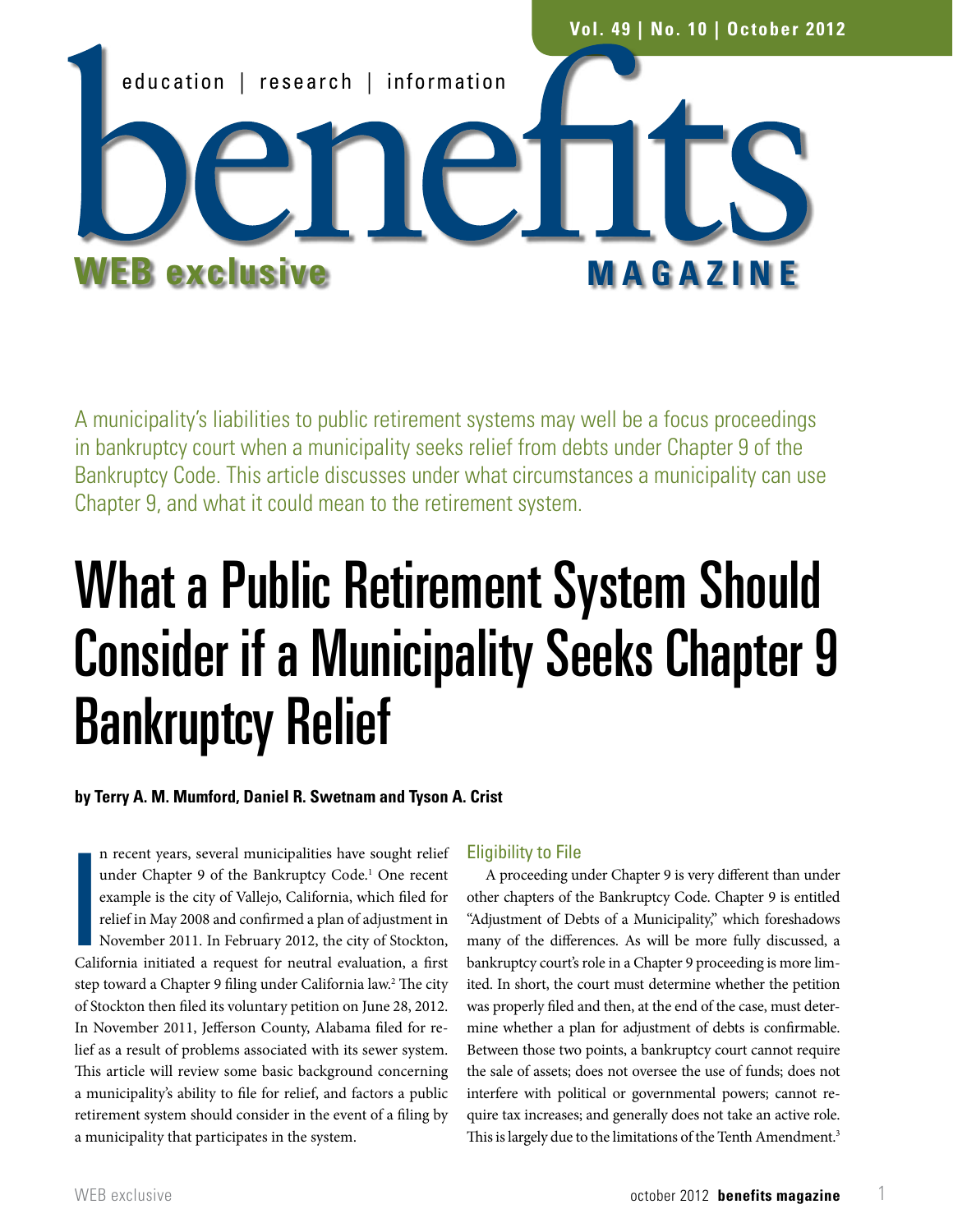A municipality's liabilities to public retirement systems may well be a focus proceedings in bankruptcy court when a municipality seeks relief from debts under Chapter 9 of the Bankruptcy Code. This article discusses under what circumstances a municipality can use Chapter 9, and what it could mean to the retirement system.

# What a Public Retirement System Should Consider if a Municipality Seeks Chapter 9 Bankruptcy Relief

**by Terry A. M. Mumford, Daniel R. Swetnam and Tyson A. Crist**

In recent years, several municipalities have sought relief under Chapter 9 of the Bankruptcy Code.[1] One recent example is the city of Vallejo, California, which filed for relief in May 2008 and confirmed a plan of adjustment in November 2011. In February 2012, the city of Stockton, California initiated a request for neutral evaluation, a first step toward a Chapter 9 filing under California law.[2] The city of Stockton then filed its voluntary petition on June 28, 2012. In November 2011, Jefferson County, Alabama filed for relief as a result of problems associated with its sewer system. This article will review some basic background concerning a municipality's ability to file for relief, and factors a public retirement system should consider in the event of a filing by a municipality that participates in the system.

## Eligibility to File

A proceeding under Chapter 9 is very different than under other chapters of the Bankruptcy Code. Chapter 9 is entitled "Adjustment of Debts of a Municipality," which foreshadows many of the differences. As will be more fully discussed, a bankruptcy court's role in a Chapter 9 proceeding is more limited. In short, the court must determine whether the petition was properly filed and then, at the end of the case, must determine whether a plan for adjustment of debts is confirmable. Between those two points, a bankruptcy court cannot require the sale of assets; does not oversee the use of funds; does not interfere with political or governmental powers; cannot require tax increases; and generally does not take an active role. This is largely due to the limitations of the Tenth Amendment.[3]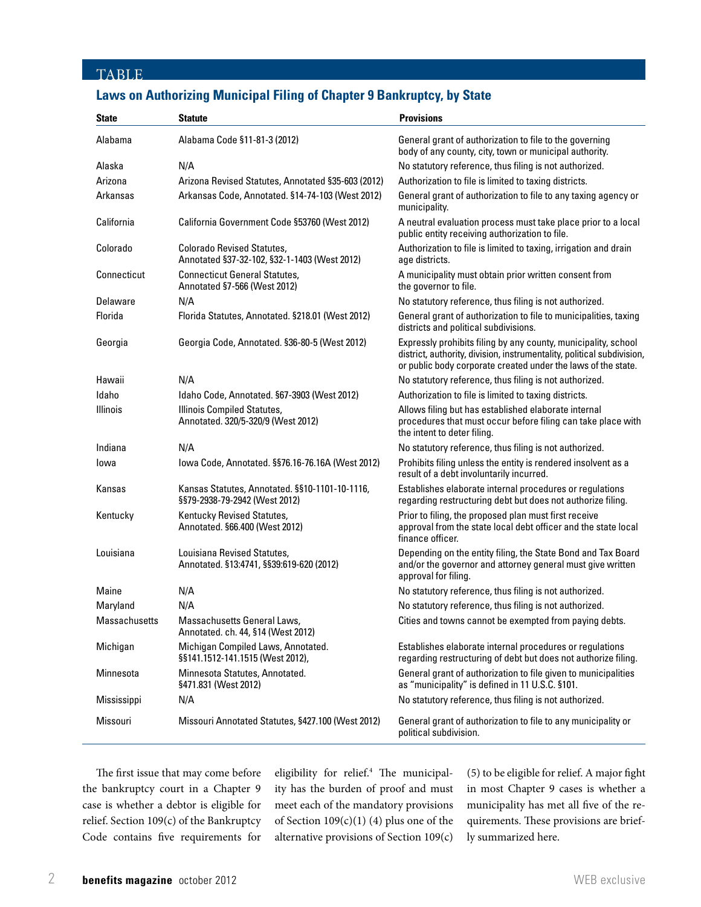TABLE

## Laws on Authorizing Municipal Filing of Chapter 9 Bankruptcy, by State

| State | Statute | Provisions |
|---|---|---|
| Alabama | Alabama Code §11-81-3 (2012) | General grant of authorization to file to the governing body of any county, city, town or municipal authority. |
| Alaska | N/A | No statutory reference, thus filing is not authorized. |
| Arizona | Arizona Revised Statutes, Annotated §35-603 (2012) | Authorization to file is limited to taxing districts. |
| Arkansas | Arkansas Code, Annotated. §14-74-103 (West 2012) | General grant of authorization to file to any taxing agency or municipality. |
| California | California Government Code §53760 (West 2012) | A neutral evaluation process must take place prior to a local public entity receiving authorization to file. |
| Colorado | Colorado Revised Statutes, Annotated §37-32-102, §32-1-1403 (West 2012) | Authorization to file is limited to taxing, irrigation and drain age districts. |
| Connecticut | Connecticut General Statutes, Annotated §7-566 (West 2012) | A municipality must obtain prior written consent from the governor to file. |
| Delaware | N/A | No statutory reference, thus filing is not authorized. |
| Florida | Florida Statutes, Annotated. §218.01 (West 2012) | General grant of authorization to file to municipalities, taxing districts and political subdivisions. |
| Georgia | Georgia Code, Annotated. §36-80-5 (West 2012) | Expressly prohibits filing by any county, municipality, school district, authority, division, instrumentality, political subdivision, or public body corporate created under the laws of the state. |
| Hawaii | N/A | No statutory reference, thus filing is not authorized. |
| Idaho | Idaho Code, Annotated. §67-3903 (West 2012) | Authorization to file is limited to taxing districts. |
| Illinois | Illinois Compiled Statutes, Annotated. 320/5-320/9 (West 2012) | Allows filing but has established elaborate internal procedures that must occur before filing can take place with the intent to deter filing. |
| Indiana | N/A | No statutory reference, thus filing is not authorized. |
| Iowa | Iowa Code, Annotated. §§76.16-76.16A (West 2012) | Prohibits filing unless the entity is rendered insolvent as a result of a debt involuntarily incurred. |
| Kansas | Kansas Statutes, Annotated. §§10-1101-10-1116, §§79-2938-79-2942 (West 2012) | Establishes elaborate internal procedures or regulations regarding restructuring debt but does not authorize filing. |
| Kentucky | Kentucky Revised Statutes, Annotated. §66.400 (West 2012) | Prior to filing, the proposed plan must first receive approval from the state local debt officer and the state local finance officer. |
| Louisiana | Louisiana Revised Statutes, Annotated. §13:4741, §§39:619-620 (2012) | Depending on the entity filing, the State Bond and Tax Board and/or the governor and attorney general must give written approval for filing. |
| Maine | N/A | No statutory reference, thus filing is not authorized. |
| Maryland | N/A | No statutory reference, thus filing is not authorized. |
| Massachusetts | Massachusetts General Laws, Annotated. ch. 44, §14 (West 2012) | Cities and towns cannot be exempted from paying debts. |
| Michigan | Michigan Compiled Laws, Annotated. §§141.1512-141.1515 (West 2012), | Establishes elaborate internal procedures or regulations regarding restructuring of debt but does not authorize filing. |
| Minnesota | Minnesota Statutes, Annotated. §471.831 (West 2012) | General grant of authorization to file given to municipalities as "municipality" is defined in 11 U.S.C. §101. |
| Mississippi | N/A | No statutory reference, thus filing is not authorized. |
| Missouri | Missouri Annotated Statutes, §427.100 (West 2012) | General grant of authorization to file to any municipality or political subdivision. |

The first issue that may come before the bankruptcy court in a Chapter 9 case is whether a debtor is eligible for relief. Section 109(c) of the Bankruptcy Code contains five requirements for eligibility for relief.[4] The municipality has the burden of proof and must meet each of the mandatory provisions of Section 109(c)(1) (4) plus one of the alternative provisions of Section 109(c)(5) to be eligible for relief. A major fight in most Chapter 9 cases is whether a municipality has met all five of the requirements. These provisions are briefly summarized here.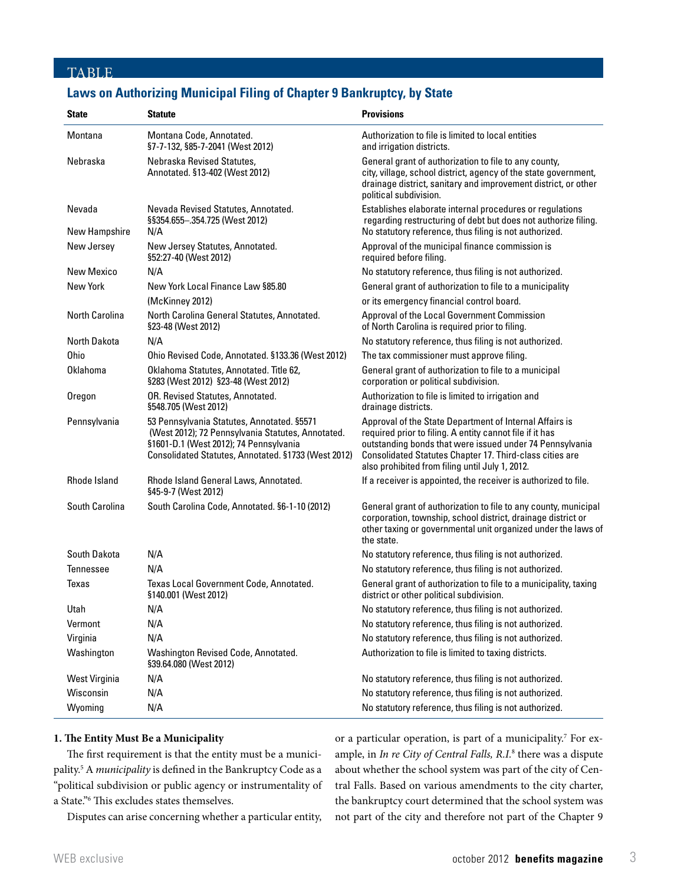TABLE

## Laws on Authorizing Municipal Filing of Chapter 9 Bankruptcy, by State

| State | Statute | Provisions |
|---|---|---|
| Montana | Montana Code, Annotated. §7-7-132, §85-7-2041 (West 2012) | Authorization to file is limited to local entities and irrigation districts. |
| Nebraska | Nebraska Revised Statutes, Annotated. §13-402 (West 2012) | General grant of authorization to file to any county, city, village, school district, agency of the state government, drainage district, sanitary and improvement district, or other political subdivision. |
| Nevada | Nevada Revised Statutes, Annotated. §§354.655–.354.725 (West 2012) | Establishes elaborate internal procedures or regulations regarding restructuring of debt but does not authorize filing. |
| New Hampshire | N/A | No statutory reference, thus filing is not authorized. |
| New Jersey | New Jersey Statutes, Annotated. §52:27-40 (West 2012) | Approval of the municipal finance commission is required before filing. |
| New Mexico | N/A | No statutory reference, thus filing is not authorized. |
| New York | New York Local Finance Law §85.80 (McKinney 2012) | General grant of authorization to file to a municipality or its emergency financial control board. |
| North Carolina | North Carolina General Statutes, Annotated. §23-48 (West 2012) | Approval of the Local Government Commission of North Carolina is required prior to filing. |
| North Dakota | N/A | No statutory reference, thus filing is not authorized. |
| Ohio | Ohio Revised Code, Annotated. §133.36 (West 2012) | The tax commissioner must approve filing. |
| Oklahoma | Oklahoma Statutes, Annotated. Title 62, §283 (West 2012) §23-48 (West 2012) | General grant of authorization to file to a municipal corporation or political subdivision. |
| Oregon | OR. Revised Statutes, Annotated. §548.705 (West 2012) | Authorization to file is limited to irrigation and drainage districts. |
| Pennsylvania | 53 Pennsylvania Statutes, Annotated. §5571 (West 2012); 72 Pennsylvania Statutes, Annotated. §1601-D.1 (West 2012); 74 Pennsylvania Consolidated Statutes, Annotated. §1733 (West 2012) | Approval of the State Department of Internal Affairs is required prior to filing. A entity cannot file if it has outstanding bonds that were issued under 74 Pennsylvania Consolidated Statutes Chapter 17. Third-class cities are also prohibited from filing until July 1, 2012. |
| Rhode Island | Rhode Island General Laws, Annotated. §45-9-7 (West 2012) | If a receiver is appointed, the receiver is authorized to file. |
| South Carolina | South Carolina Code, Annotated. §6-1-10 (2012) | General grant of authorization to file to any county, municipal corporation, township, school district, drainage district or other taxing or governmental unit organized under the laws of the state. |
| South Dakota | N/A | No statutory reference, thus filing is not authorized. |
| Tennessee | N/A | No statutory reference, thus filing is not authorized. |
| Texas | Texas Local Government Code, Annotated. §140.001 (West 2012) | General grant of authorization to file to a municipality, taxing district or other political subdivision. |
| Utah | N/A | No statutory reference, thus filing is not authorized. |
| Vermont | N/A | No statutory reference, thus filing is not authorized. |
| Virginia | N/A | No statutory reference, thus filing is not authorized. |
| Washington | Washington Revised Code, Annotated. §39.64.080 (West 2012) | Authorization to file is limited to taxing districts. |
| West Virginia | N/A | No statutory reference, thus filing is not authorized. |
| Wisconsin | N/A | No statutory reference, thus filing is not authorized. |
| Wyoming | N/A | No statutory reference, thus filing is not authorized. |

**1. The Entity Must Be a Municipality**

The first requirement is that the entity must be a municipality.[5] A *municipality* is defined in the Bankruptcy Code as a "political subdivision or public agency or instrumentality of a State."[6] This excludes states themselves.

Disputes can arise concerning whether a particular entity, or a particular operation, is part of a municipality.[7] For example, in *In re City of Central Falls, R.I.*[8] there was a dispute about whether the school system was part of the city of Central Falls. Based on various amendments to the city charter, the bankruptcy court determined that the school system was not part of the city and therefore not part of the Chapter 9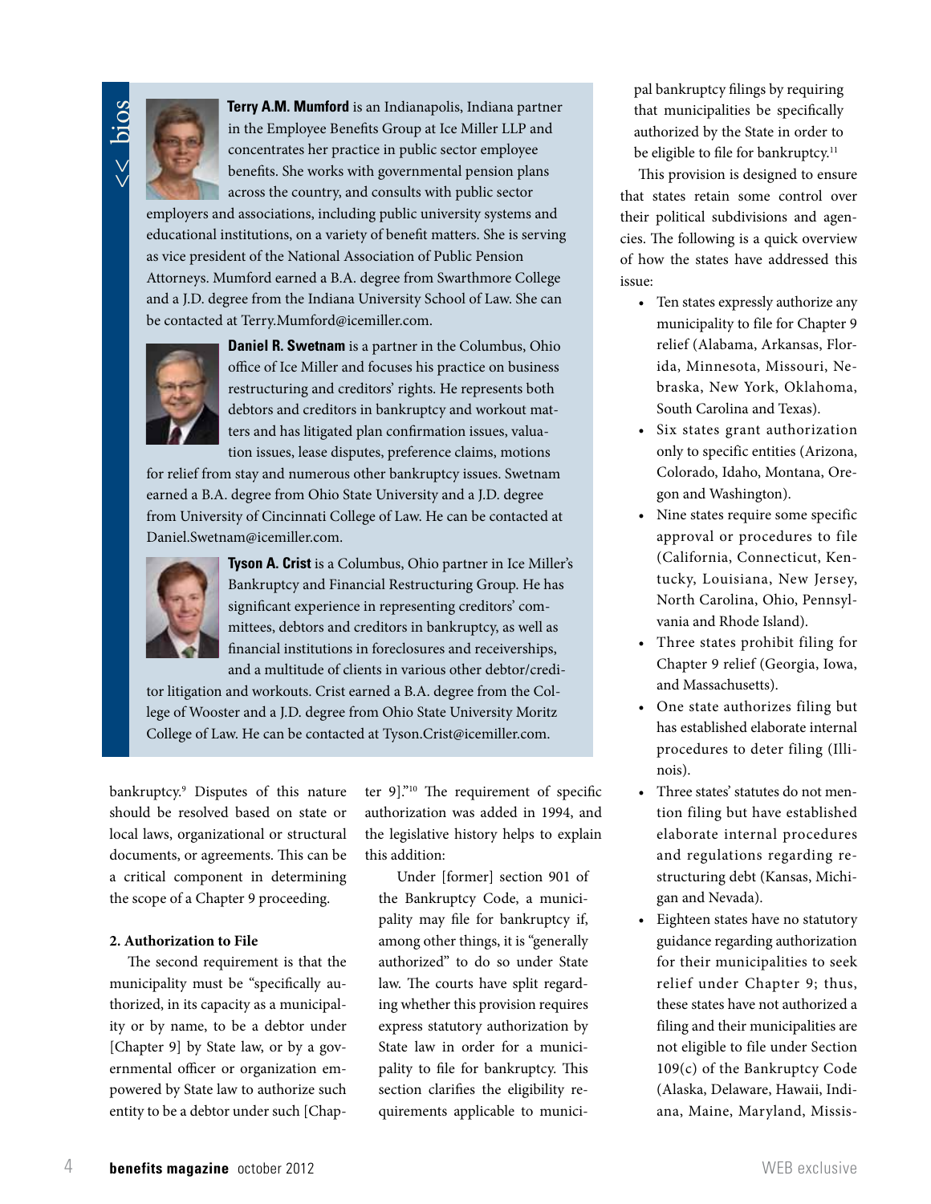**bios**

**Terry A.M. Mumford** is an Indianapolis, Indiana partner in the Employee Benefits Group at Ice Miller LLP and concentrates her practice in public sector employee benefits. She works with governmental pension plans across the country, and consults with public sector employers and associations, including public university systems and educational institutions, on a variety of benefit matters. She is serving as vice president of the National Association of Public Pension Attorneys. Mumford earned a B.A. degree from Swarthmore College and a J.D. degree from the Indiana University School of Law. She can be contacted at Terry.Mumford@icemiller.com.

**Daniel R. Swetnam** is a partner in the Columbus, Ohio office of Ice Miller and focuses his practice on business restructuring and creditors' rights. He represents both debtors and creditors in bankruptcy and workout matters and has litigated plan confirmation issues, valuation issues, lease disputes, preference claims, motions for relief from stay and numerous other bankruptcy issues. Swetnam earned a B.A. degree from Ohio State University and a J.D. degree from University of Cincinnati College of Law. He can be contacted at Daniel.Swetnam@icemiller.com.

**Tyson A. Crist** is a Columbus, Ohio partner in Ice Miller's Bankruptcy and Financial Restructuring Group. He has significant experience in representing creditors' committees, debtors and creditors in bankruptcy, as well as financial institutions in foreclosures and receiverships, and a multitude of clients in various other debtor/creditor litigation and workouts. Crist earned a B.A. degree from the College of Wooster and a J.D. degree from Ohio State University Moritz College of Law. He can be contacted at Tyson.Crist@icemiller.com.

bankruptcy.[9] Disputes of this nature should be resolved based on state or local laws, organizational or structural documents, or agreements. This can be a critical component in determining the scope of a Chapter 9 proceeding.

**2. Authorization to File**

The second requirement is that the municipality must be "specifically authorized, in its capacity as a municipality or by name, to be a debtor under [Chapter 9] by State law, or by a governmental officer or organization empowered by State law to authorize such entity to be a debtor under such [Chapter 9]."[10] The requirement of specific authorization was added in 1994, and the legislative history helps to explain this addition:

> Under [former] section 901 of the Bankruptcy Code, a municipality may file for bankruptcy if, among other things, it is "generally authorized" to do so under State law. The courts have split regarding whether this provision requires express statutory authorization by State law in order for a municipality to file for bankruptcy. This section clarifies the eligibility requirements applicable to municipal bankruptcy filings by requiring that municipalities be specifically authorized by the State in order to be eligible to file for bankruptcy.[11]

This provision is designed to ensure that states retain some control over their political subdivisions and agencies. The following is a quick overview of how the states have addressed this issue:

- Ten states expressly authorize any municipality to file for Chapter 9 relief (Alabama, Arkansas, Florida, Minnesota, Missouri, Nebraska, New York, Oklahoma, South Carolina and Texas).
- Six states grant authorization only to specific entities (Arizona, Colorado, Idaho, Montana, Oregon and Washington).
- Nine states require some specific approval or procedures to file (California, Connecticut, Kentucky, Louisiana, New Jersey, North Carolina, Ohio, Pennsylvania and Rhode Island).
- Three states prohibit filing for Chapter 9 relief (Georgia, Iowa, and Massachusetts).
- One state authorizes filing but has established elaborate internal procedures to deter filing (Illinois).
- Three states' statutes do not mention filing but have established elaborate internal procedures and regulations regarding restructuring debt (Kansas, Michigan and Nevada).
- Eighteen states have no statutory guidance regarding authorization for their municipalities to seek relief under Chapter 9; thus, these states have not authorized a filing and their municipalities are not eligible to file under Section 109(c) of the Bankruptcy Code (Alaska, Delaware, Hawaii, Indiana, Maine, Maryland, Missis-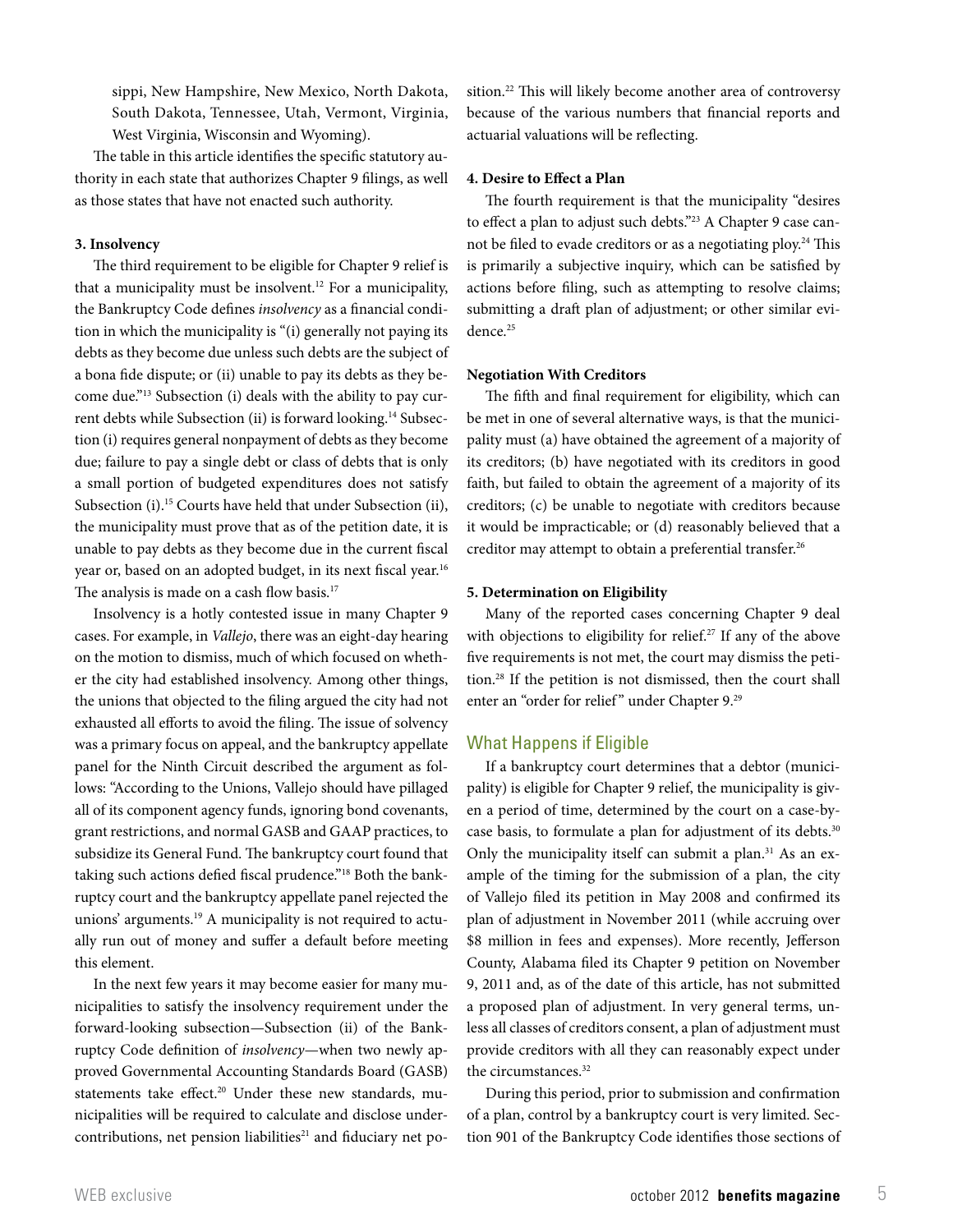sippi, New Hampshire, New Mexico, North Dakota, South Dakota, Tennessee, Utah, Vermont, Virginia, West Virginia, Wisconsin and Wyoming).

The table in this article identifies the specific statutory authority in each state that authorizes Chapter 9 filings, as well as those states that have not enacted such authority.

#### 3. Insolvency

The third requirement to be eligible for Chapter 9 relief is that a municipality must be insolvent.[12] For a municipality, the Bankruptcy Code defines *insolvency* as a financial condition in which the municipality is "(i) generally not paying its debts as they become due unless such debts are the subject of a bona fide dispute; or (ii) unable to pay its debts as they become due."[13] Subsection (i) deals with the ability to pay current debts while Subsection (ii) is forward looking.[14] Subsection (i) requires general nonpayment of debts as they become due; failure to pay a single debt or class of debts that is only a small portion of budgeted expenditures does not satisfy Subsection (i).[15] Courts have held that under Subsection (ii), the municipality must prove that as of the petition date, it is unable to pay debts as they become due in the current fiscal year or, based on an adopted budget, in its next fiscal year.[16] The analysis is made on a cash flow basis.[17]

Insolvency is a hotly contested issue in many Chapter 9 cases. For example, in *Vallejo*, there was an eight-day hearing on the motion to dismiss, much of which focused on whether the city had established insolvency. Among other things, the unions that objected to the filing argued the city had not exhausted all efforts to avoid the filing. The issue of solvency was a primary focus on appeal, and the bankruptcy appellate panel for the Ninth Circuit described the argument as follows: "According to the Unions, Vallejo should have pillaged all of its component agency funds, ignoring bond covenants, grant restrictions, and normal GASB and GAAP practices, to subsidize its General Fund. The bankruptcy court found that taking such actions defied fiscal prudence."[18] Both the bankruptcy court and the bankruptcy appellate panel rejected the unions' arguments.[19] A municipality is not required to actually run out of money and suffer a default before meeting this element.

In the next few years it may become easier for many municipalities to satisfy the insolvency requirement under the forward-looking subsection—Subsection (ii) of the Bankruptcy Code definition of *insolvency*—when two newly approved Governmental Accounting Standards Board (GASB) statements take effect.[20] Under these new standards, municipalities will be required to calculate and disclose undercontributions, net pension liabilities[21] and fiduciary net position.[22] This will likely become another area of controversy because of the various numbers that financial reports and actuarial valuations will be reflecting.

#### 4. Desire to Effect a Plan

The fourth requirement is that the municipality "desires to effect a plan to adjust such debts."[23] A Chapter 9 case cannot be filed to evade creditors or as a negotiating ploy.[24] This is primarily a subjective inquiry, which can be satisfied by actions before filing, such as attempting to resolve claims; submitting a draft plan of adjustment; or other similar evidence.[25]

#### Negotiation With Creditors

The fifth and final requirement for eligibility, which can be met in one of several alternative ways, is that the municipality must (a) have obtained the agreement of a majority of its creditors; (b) have negotiated with its creditors in good faith, but failed to obtain the agreement of a majority of its creditors; (c) be unable to negotiate with creditors because it would be impracticable; or (d) reasonably believed that a creditor may attempt to obtain a preferential transfer.[26]

#### 5. Determination on Eligibility

Many of the reported cases concerning Chapter 9 deal with objections to eligibility for relief.[27] If any of the above five requirements is not met, the court may dismiss the petition.[28] If the petition is not dismissed, then the court shall enter an "order for relief" under Chapter 9.[29]

## What Happens if Eligible

If a bankruptcy court determines that a debtor (municipality) is eligible for Chapter 9 relief, the municipality is given a period of time, determined by the court on a case-by-case basis, to formulate a plan for adjustment of its debts.[30] Only the municipality itself can submit a plan.[31] As an example of the timing for the submission of a plan, the city of Vallejo filed its petition in May 2008 and confirmed its plan of adjustment in November 2011 (while accruing over $8 million in fees and expenses). More recently, Jefferson County, Alabama filed its Chapter 9 petition on November 9, 2011 and, as of the date of this article, has not submitted a proposed plan of adjustment. In very general terms, unless all classes of creditors consent, a plan of adjustment must provide creditors with all they can reasonably expect under the circumstances.[32]

During this period, prior to submission and confirmation of a plan, control by a bankruptcy court is very limited. Section 901 of the Bankruptcy Code identifies those sections of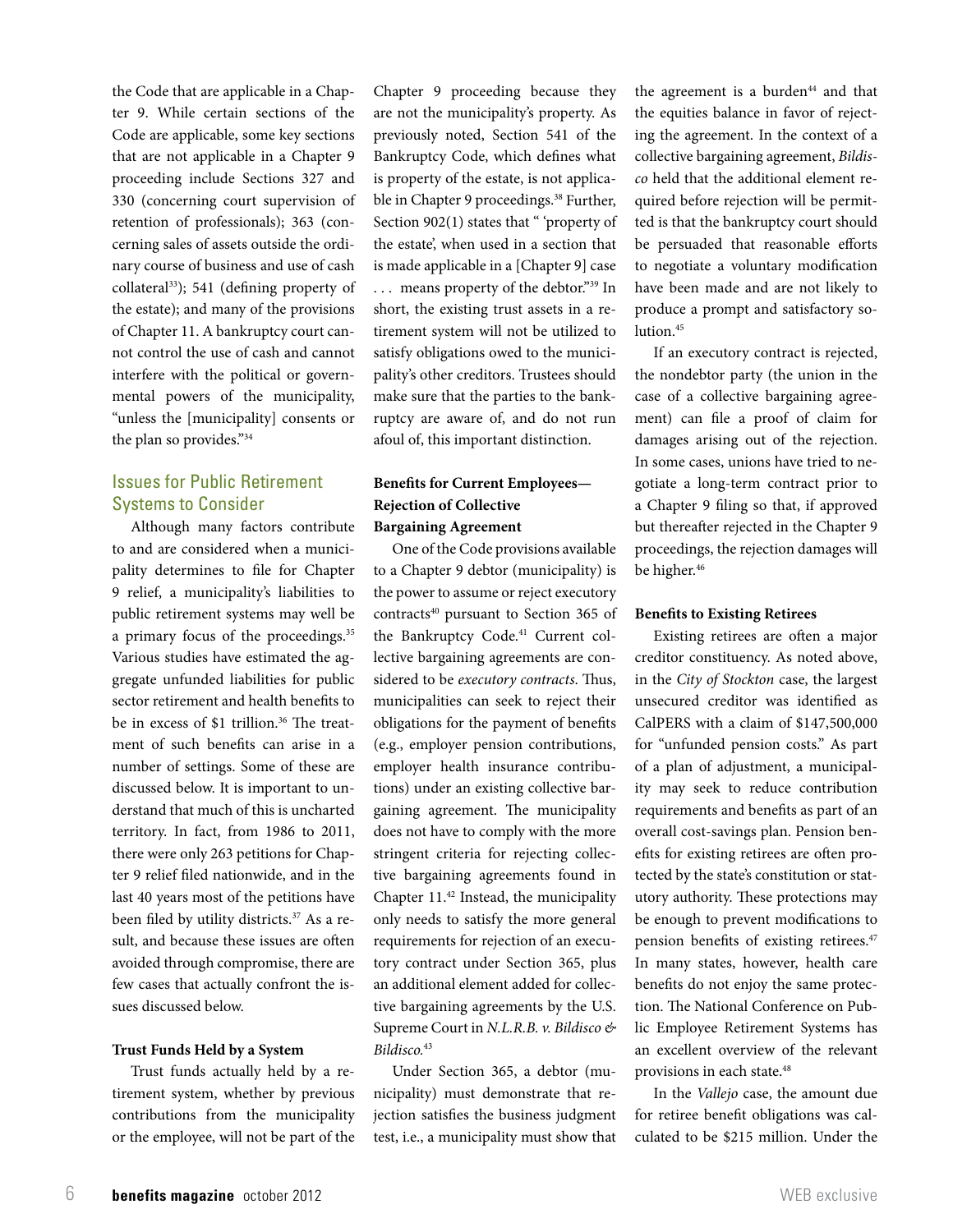the Code that are applicable in a Chapter 9. While certain sections of the Code are applicable, some key sections that are not applicable in a Chapter 9 proceeding include Sections 327 and 330 (concerning court supervision of retention of professionals); 363 (concerning sales of assets outside the ordinary course of business and use of cash collateral[33]); 541 (defining property of the estate); and many of the provisions of Chapter 11. A bankruptcy court cannot control the use of cash and cannot interfere with the political or governmental powers of the municipality, "unless the [municipality] consents or the plan so provides."[34]

## Issues for Public Retirement Systems to Consider

Although many factors contribute to and are considered when a municipality determines to file for Chapter 9 relief, a municipality's liabilities to public retirement systems may well be a primary focus of the proceedings.[35] Various studies have estimated the aggregate unfunded liabilities for public sector retirement and health benefits to be in excess of $1 trillion.[36] The treatment of such benefits can arise in a number of settings. Some of these are discussed below. It is important to understand that much of this is uncharted territory. In fact, from 1986 to 2011, there were only 263 petitions for Chapter 9 relief filed nationwide, and in the last 40 years most of the petitions have been filed by utility districts.[37] As a result, and because these issues are often avoided through compromise, there are few cases that actually confront the issues discussed below.

### Trust Funds Held by a System

Trust funds actually held by a retirement system, whether by previous contributions from the municipality or the employee, will not be part of the Chapter 9 proceeding because they are not the municipality's property. As previously noted, Section 541 of the Bankruptcy Code, which defines what is property of the estate, is not applicable in Chapter 9 proceedings.[38] Further, Section 902(1) states that " 'property of the estate', when used in a section that is made applicable in a [Chapter 9] case . . . means property of the debtor."[39] In short, the existing trust assets in a retirement system will not be utilized to satisfy obligations owed to the municipality's other creditors. Trustees should make sure that the parties to the bankruptcy are aware of, and do not run afoul of, this important distinction.

### Benefits for Current Employees—Rejection of Collective Bargaining Agreement

One of the Code provisions available to a Chapter 9 debtor (municipality) is the power to assume or reject executory contracts[40] pursuant to Section 365 of the Bankruptcy Code.[41] Current collective bargaining agreements are considered to be *executory contracts*. Thus, municipalities can seek to reject their obligations for the payment of benefits (e.g., employer pension contributions, employer health insurance contributions) under an existing collective bargaining agreement. The municipality does not have to comply with the more stringent criteria for rejecting collective bargaining agreements found in Chapter 11.[42] Instead, the municipality only needs to satisfy the more general requirements for rejection of an executory contract under Section 365, plus an additional element added for collective bargaining agreements by the U.S. Supreme Court in *N.L.R.B. v. Bildisco & Bildisco*.[43]

Under Section 365, a debtor (municipality) must demonstrate that rejection satisfies the business judgment test, i.e., a municipality must show that the agreement is a burden[44] and that the equities balance in favor of rejecting the agreement. In the context of a collective bargaining agreement, *Bildisco* held that the additional element required before rejection will be permitted is that the bankruptcy court should be persuaded that reasonable efforts to negotiate a voluntary modification have been made and are not likely to produce a prompt and satisfactory solution.[45]

If an executory contract is rejected, the nondebtor party (the union in the case of a collective bargaining agreement) can file a proof of claim for damages arising out of the rejection. In some cases, unions have tried to negotiate a long-term contract prior to a Chapter 9 filing so that, if approved but thereafter rejected in the Chapter 9 proceedings, the rejection damages will be higher.[46]

### Benefits to Existing Retirees

Existing retirees are often a major creditor constituency. As noted above, in the *City of Stockton* case, the largest unsecured creditor was identified as CalPERS with a claim of $147,500,000 for "unfunded pension costs." As part of a plan of adjustment, a municipality may seek to reduce contribution requirements and benefits as part of an overall cost-savings plan. Pension benefits for existing retirees are often protected by the state's constitution or statutory authority. These protections may be enough to prevent modifications to pension benefits of existing retirees.[47] In many states, however, health care benefits do not enjoy the same protection. The National Conference on Public Employee Retirement Systems has an excellent overview of the relevant provisions in each state.[48]

In the *Vallejo* case, the amount due for retiree benefit obligations was calculated to be $215 million. Under the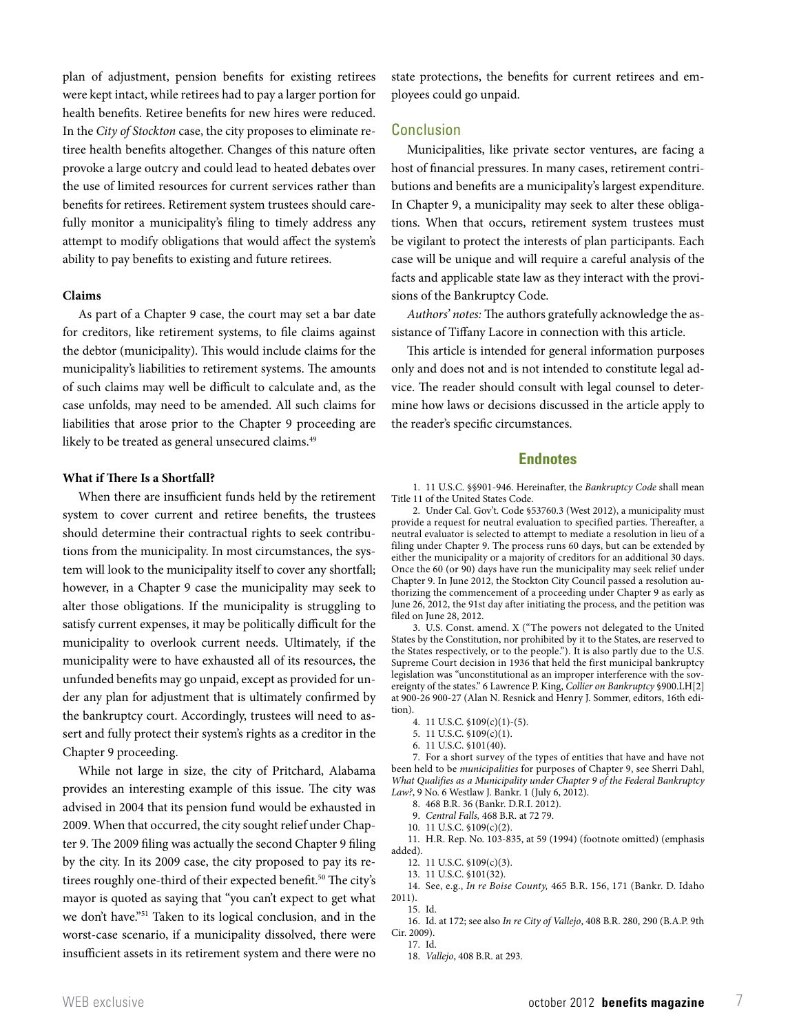plan of adjustment, pension benefits for existing retirees were kept intact, while retirees had to pay a larger portion for health benefits. Retiree benefits for new hires were reduced. In the *City of Stockton* case, the city proposes to eliminate retiree health benefits altogether. Changes of this nature often provoke a large outcry and could lead to heated debates over the use of limited resources for current services rather than benefits for retirees. Retirement system trustees should carefully monitor a municipality's filing to timely address any attempt to modify obligations that would affect the system's ability to pay benefits to existing and future retirees.

**Claims**

As part of a Chapter 9 case, the court may set a bar date for creditors, like retirement systems, to file claims against the debtor (municipality). This would include claims for the municipality's liabilities to retirement systems. The amounts of such claims may well be difficult to calculate and, as the case unfolds, may need to be amended. All such claims for liabilities that arose prior to the Chapter 9 proceeding are likely to be treated as general unsecured claims.[49]

**What if There Is a Shortfall?**

When there are insufficient funds held by the retirement system to cover current and retiree benefits, the trustees should determine their contractual rights to seek contributions from the municipality. In most circumstances, the system will look to the municipality itself to cover any shortfall; however, in a Chapter 9 case the municipality may seek to alter those obligations. If the municipality is struggling to satisfy current expenses, it may be politically difficult for the municipality to overlook current needs. Ultimately, if the municipality were to have exhausted all of its resources, the unfunded benefits may go unpaid, except as provided for under any plan for adjustment that is ultimately confirmed by the bankruptcy court. Accordingly, trustees will need to assert and fully protect their system's rights as a creditor in the Chapter 9 proceeding.

While not large in size, the city of Pritchard, Alabama provides an interesting example of this issue. The city was advised in 2004 that its pension fund would be exhausted in 2009. When that occurred, the city sought relief under Chapter 9. The 2009 filing was actually the second Chapter 9 filing by the city. In its 2009 case, the city proposed to pay its retirees roughly one-third of their expected benefit.[50] The city's mayor is quoted as saying that "you can't expect to get what we don't have."[51] Taken to its logical conclusion, and in the worst-case scenario, if a municipality dissolved, there were insufficient assets in its retirement system and there were no state protections, the benefits for current retirees and employees could go unpaid.

## Conclusion

Municipalities, like private sector ventures, are facing a host of financial pressures. In many cases, retirement contributions and benefits are a municipality's largest expenditure. In Chapter 9, a municipality may seek to alter these obligations. When that occurs, retirement system trustees must be vigilant to protect the interests of plan participants. Each case will be unique and will require a careful analysis of the facts and applicable state law as they interact with the provisions of the Bankruptcy Code.

*Authors' notes:* The authors gratefully acknowledge the assistance of Tiffany Lacore in connection with this article.

This article is intended for general information purposes only and does not and is not intended to constitute legal advice. The reader should consult with legal counsel to determine how laws or decisions discussed in the article apply to the reader's specific circumstances.

## Endnotes

1. 11 U.S.C. §§901-946. Hereinafter, the *Bankruptcy Code* shall mean Title 11 of the United States Code.
2. Under Cal. Gov't. Code §53760.3 (West 2012), a municipality must provide a request for neutral evaluation to specified parties. Thereafter, a neutral evaluator is selected to attempt to mediate a resolution in lieu of a filing under Chapter 9. The process runs 60 days, but can be extended by either the municipality or a majority of creditors for an additional 30 days. Once the 60 (or 90) days have run the municipality may seek relief under Chapter 9. In June 2012, the Stockton City Council passed a resolution authorizing the commencement of a proceeding under Chapter 9 as early as June 26, 2012, the 91st day after initiating the process, and the petition was filed on June 28, 2012.
3. U.S. Const. amend. X ("The powers not delegated to the United States by the Constitution, nor prohibited by it to the States, are reserved to the States respectively, or to the people."). It is also partly due to the U.S. Supreme Court decision in 1936 that held the first municipal bankruptcy legislation was "unconstitutional as an improper interference with the sovereignty of the states." 6 Lawrence P. King, *Collier on Bankruptcy* §900.LH[2] at 900-26 900-27 (Alan N. Resnick and Henry J. Sommer, editors, 16th edition).
4. 11 U.S.C. §109(c)(1)-(5).
5. 11 U.S.C. §109(c)(1).
6. 11 U.S.C. §101(40).
7. For a short survey of the types of entities that have and have not been held to be *municipalities* for purposes of Chapter 9, see Sherri Dahl, *What Qualifies as a Municipality under Chapter 9 of the Federal Bankruptcy Law?*, 9 No. 6 Westlaw J. Bankr. 1 (July 6, 2012).
8. 468 B.R. 36 (Bankr. D.R.I. 2012).
9. *Central Falls,* 468 B.R. at 72 79.
10. 11 U.S.C. §109(c)(2).
11. H.R. Rep. No. 103-835, at 59 (1994) (footnote omitted) (emphasis added).
12. 11 U.S.C. §109(c)(3).
13. 11 U.S.C. §101(32).
14. See, e.g., *In re Boise County,* 465 B.R. 156, 171 (Bankr. D. Idaho 2011).
15. Id.
16. Id. at 172; see also *In re City of Vallejo*, 408 B.R. 280, 290 (B.A.P. 9th Cir. 2009).
17. Id.
18. *Vallejo*, 408 B.R. at 293.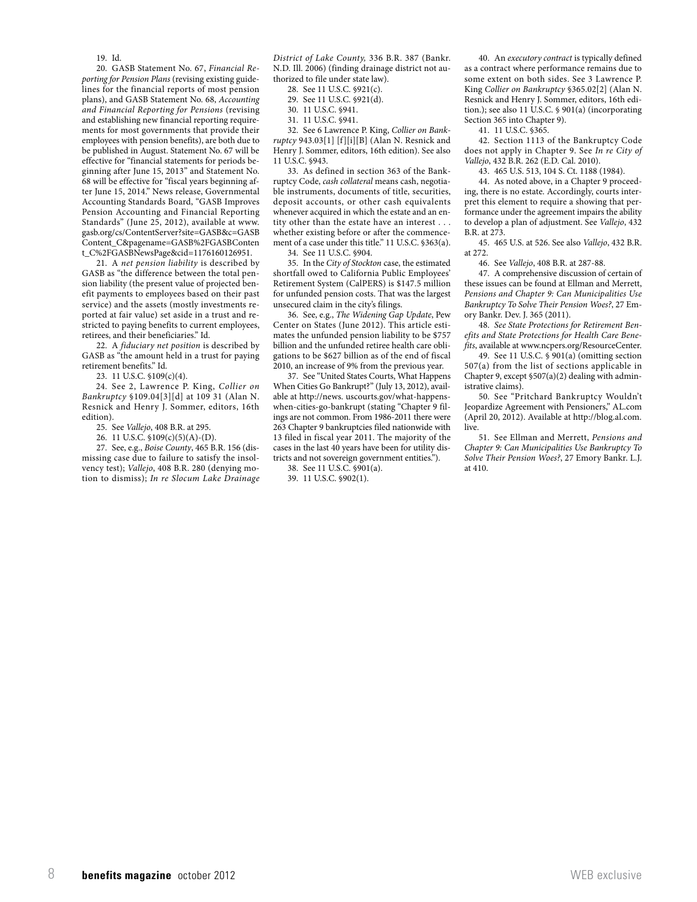19. Id.

20. GASB Statement No. 67, *Financial Reporting for Pension Plans* (revising existing guidelines for the financial reports of most pension plans), and GASB Statement No. 68, *Accounting and Financial Reporting for Pensions* (revising and establishing new financial reporting requirements for most governments that provide their employees with pension benefits), are both due to be published in August. Statement No. 67 will be effective for "financial statements for periods beginning after June 15, 2013" and Statement No. 68 will be effective for "fiscal years beginning after June 15, 2014." News release, Governmental Accounting Standards Board, "GASB Improves Pension Accounting and Financial Reporting Standards" (June 25, 2012), available at www.gasb.org/cs/ContentServer?site=GASB&c=GASBContent_C&pagename=GASB%2FGASBContent_C%2FGASBNewsPage&cid=1176160126951.

21. A *net pension liability* is described by GASB as "the difference between the total pension liability (the present value of projected benefit payments to employees based on their past service) and the assets (mostly investments reported at fair value) set aside in a trust and restricted to paying benefits to current employees, retirees, and their beneficiaries." Id.

22. A *fiduciary net position* is described by GASB as "the amount held in a trust for paying retirement benefits." Id.

23. 11 U.S.C. §109(c)(4).

24. See 2, Lawrence P. King, *Collier on Bankruptcy* §109.04[3][d] at 109 31 (Alan N. Resnick and Henry J. Sommer, editors, 16th edition).

25. See *Vallejo*, 408 B.R. at 295.

26. 11 U.S.C. §109(c)(5)(A)-(D).

27. See, e.g., *Boise County*, 465 B.R. 156 (dismissing case due to failure to satisfy the insolvency test); *Vallejo*, 408 B.R. 280 (denying motion to dismiss); *In re Slocum Lake Drainage District of Lake County,* 336 B.R. 387 (Bankr. N.D. Ill. 2006) (finding drainage district not authorized to file under state law).

28. See 11 U.S.C. §921(c).

29. See 11 U.S.C. §921(d).

30. 11 U.S.C. §941.

31. 11 U.S.C. §941.

32. See 6 Lawrence P. King, *Collier on Bankruptcy* 943.03[1] [f][i][B] (Alan N. Resnick and Henry J. Sommer, editors, 16th edition). See also 11 U.S.C. §943.

33. As defined in section 363 of the Bankruptcy Code, *cash collateral* means cash, negotiable instruments, documents of title, securities, deposit accounts, or other cash equivalents whenever acquired in which the estate and an entity other than the estate have an interest . . . whether existing before or after the commencement of a case under this title." 11 U.S.C. §363(a).

34. See 11 U.S.C. §904.

35. In the *City of Stockton* case, the estimated shortfall owed to California Public Employees' Retirement System (CalPERS) is $147.5 million for unfunded pension costs. That was the largest unsecured claim in the city's filings.

36. See, e.g., *The Widening Gap Update*, Pew Center on States (June 2012). This article estimates the unfunded pension liability to be $757 billion and the unfunded retiree health care obligations to be $627 billion as of the end of fiscal 2010, an increase of 9% from the previous year.

37. See "United States Courts, What Happens When Cities Go Bankrupt?" (July 13, 2012), available at http://news. uscourts.gov/what-happens-when-cities-go-bankrupt (stating "Chapter 9 filings are not common. From 1986-2011 there were 263 Chapter 9 bankruptcies filed nationwide with 13 filed in fiscal year 2011. The majority of the cases in the last 40 years have been for utility districts and not sovereign government entities.").

38. See 11 U.S.C. §901(a).

39. 11 U.S.C. §902(1).

40. An *executory contract* is typically defined as a contract where performance remains due to some extent on both sides. See 3 Lawrence P. King *Collier on Bankruptcy* §365.02[2] (Alan N. Resnick and Henry J. Sommer, editors, 16th edition.); see also 11 U.S.C. § 901(a) (incorporating Section 365 into Chapter 9).

41. 11 U.S.C. §365.

42. Section 1113 of the Bankruptcy Code does not apply in Chapter 9. See *In re City of Vallejo*, 432 B.R. 262 (E.D. Cal. 2010).

43. 465 U.S. 513, 104 S. Ct. 1188 (1984).

44. As noted above, in a Chapter 9 proceeding, there is no estate. Accordingly, courts interpret this element to require a showing that performance under the agreement impairs the ability to develop a plan of adjustment. See *Vallejo*, 432 B.R. at 273.

45. 465 U.S. at 526. See also *Vallejo*, 432 B.R. at 272.

46. See *Vallejo*, 408 B.R. at 287-88.

47. A comprehensive discussion of certain of these issues can be found at Ellman and Merrett, *Pensions and Chapter 9: Can Municipalities Use Bankruptcy To Solve Their Pension Woes?*, 27 Emory Bankr. Dev. J. 365 (2011).

48. *See State Protections for Retirement Benefits and State Protections for Health Care Benefits*, available at www.ncpers.org/ResourceCenter.

49. See 11 U.S.C. § 901(a) (omitting section 507(a) from the list of sections applicable in Chapter 9, except §507(a)(2) dealing with administrative claims).

50. See "Pritchard Bankruptcy Wouldn't Jeopardize Agreement with Pensioners," AL.com (April 20, 2012). Available at http://blog.al.com.live.

51. See Ellman and Merrett, *Pensions and Chapter 9: Can Municipalities Use Bankruptcy To Solve Their Pension Woes?*, 27 Emory Bankr. L.J. at 410.